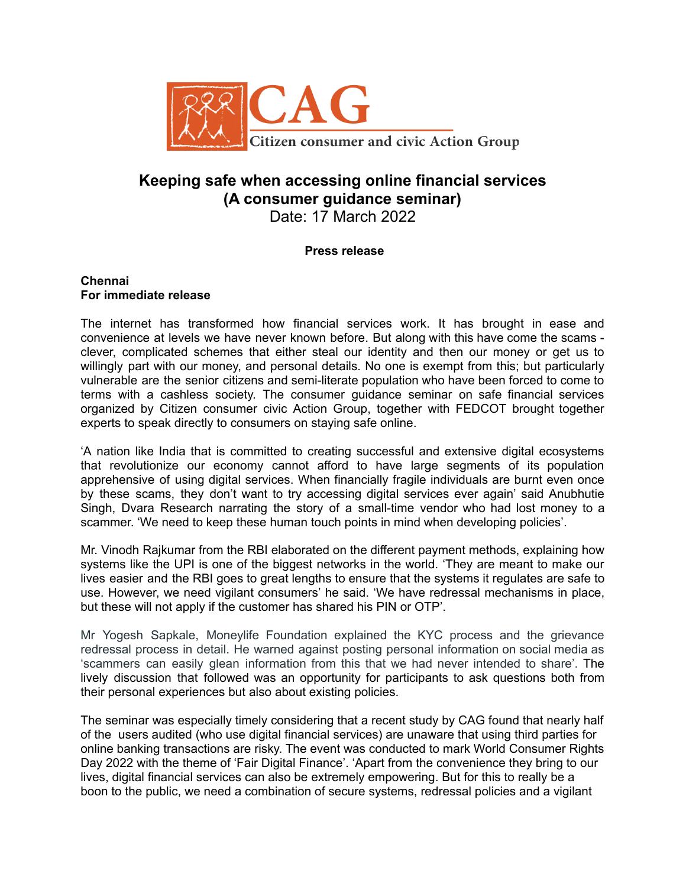CAG
Citizen consumer and civic Action Group

# Keeping safe when accessing online financial services (A consumer guidance seminar)

Date: 17 March 2022

**Press release**

**Chennai**
**For immediate release**

The internet has transformed how financial services work. It has brought in ease and convenience at levels we have never known before. But along with this have come the scams - clever, complicated schemes that either steal our identity and then our money or get us to willingly part with our money, and personal details. No one is exempt from this; but particularly vulnerable are the senior citizens and semi-literate population who have been forced to come to terms with a cashless society. The consumer guidance seminar on safe financial services organized by Citizen consumer civic Action Group, together with FEDCOT brought together experts to speak directly to consumers on staying safe online.

'A nation like India that is committed to creating successful and extensive digital ecosystems that revolutionize our economy cannot afford to have large segments of its population apprehensive of using digital services. When financially fragile individuals are burnt even once by these scams, they don't want to try accessing digital services ever again' said Anubhutie Singh, Dvara Research narrating the story of a small-time vendor who had lost money to a scammer. 'We need to keep these human touch points in mind when developing policies'.

Mr. Vinodh Rajkumar from the RBI elaborated on the different payment methods, explaining how systems like the UPI is one of the biggest networks in the world. 'They are meant to make our lives easier and the RBI goes to great lengths to ensure that the systems it regulates are safe to use. However, we need vigilant consumers' he said. 'We have redressal mechanisms in place, but these will not apply if the customer has shared his PIN or OTP'.

Mr Yogesh Sapkale, Moneylife Foundation explained the KYC process and the grievance redressal process in detail. He warned against posting personal information on social media as 'scammers can easily glean information from this that we had never intended to share'. The lively discussion that followed was an opportunity for participants to ask questions both from their personal experiences but also about existing policies.

The seminar was especially timely considering that a recent study by CAG found that nearly half of the users audited (who use digital financial services) are unaware that using third parties for online banking transactions are risky. The event was conducted to mark World Consumer Rights Day 2022 with the theme of 'Fair Digital Finance'. 'Apart from the convenience they bring to our lives, digital financial services can also be extremely empowering. But for this to really be a boon to the public, we need a combination of secure systems, redressal policies and a vigilant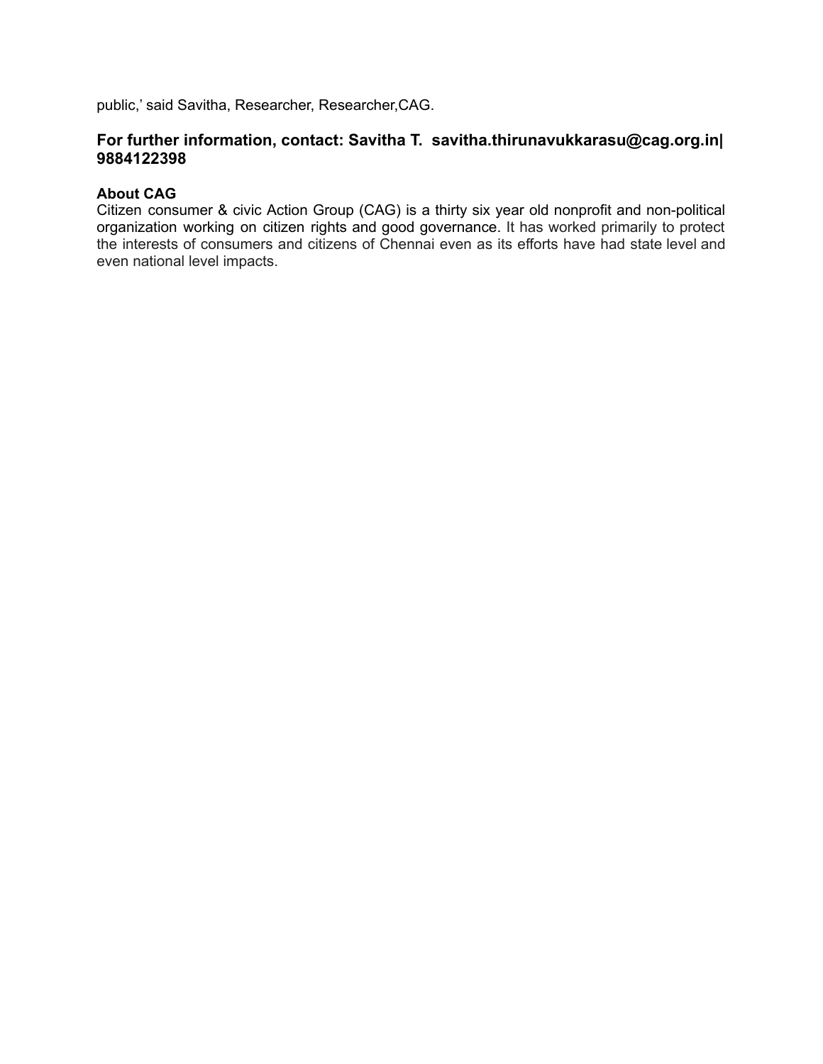public,' said Savitha, Researcher, Researcher,CAG.

**For further information, contact: Savitha T. savitha.thirunavukkarasu@cag.org.in| 9884122398**

**About CAG**

Citizen consumer & civic Action Group (CAG) is a thirty six year old nonprofit and non-political organization working on citizen rights and good governance. It has worked primarily to protect the interests of consumers and citizens of Chennai even as its efforts have had state level and even national level impacts.